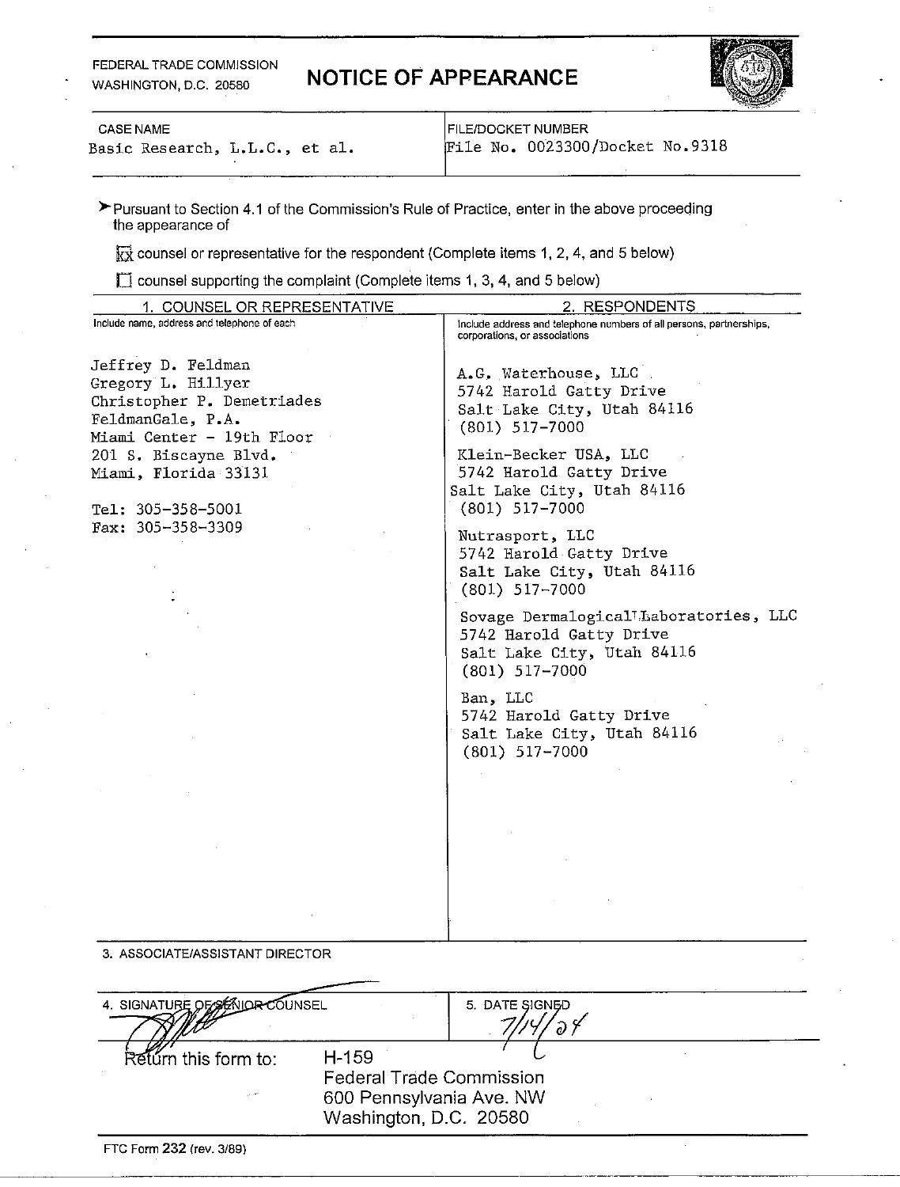FEDERAL TRADE COMMISSION
WASHINGTON, D.C. 20580

# NOTICE OF APPEARANCE

| CASE NAME | FILE/DOCKET NUMBER |
|---|---|
| Basic Research, L.L.C., et al. | File No. 0023300/Docket No.9318 |

➤ Pursuant to Section 4.1 of the Commission's Rule of Practice, enter in the above proceeding the appearance of

☒ counsel or representative for the respondent (Complete items 1, 2, 4, and 5 below)

☐ counsel supporting the complaint (Complete items 1, 3, 4, and 5 below)

| 1. COUNSEL OR REPRESENTATIVE<br>Include name, address and telephone of each | 2. RESPONDENTS<br>Include address and telephone numbers of all persons, partnerships, corporations, or associations |
|---|---|
| Jeffrey D. Feldman<br>Gregory L. Hillyer<br>Christopher P. Demetriades<br>FeldmanGale, P.A.<br>Miami Center - 19th Floor<br>201 S. Biscayne Blvd.<br>Miami, Florida 33131<br><br>Tel: 305-358-5001<br>Fax: 305-358-3309 | A.G. Waterhouse, LLC<br>5742 Harold Gatty Drive<br>Salt Lake City, Utah 84116<br>(801) 517-7000<br><br>Klein-Becker USA, LLC<br>5742 Harold Gatty Drive<br>Salt Lake City, Utah 84116<br>(801) 517-7000<br><br>Nutrasport, LLC<br>5742 Harold Gatty Drive<br>Salt Lake City, Utah 84116<br>(801) 517-7000<br><br>Sovage Dermalogical Laboratories, LLC<br>5742 Harold Gatty Drive<br>Salt Lake City, Utah 84116<br>(801) 517-7000<br><br>Ban, LLC<br>5742 Harold Gatty Drive<br>Salt Lake City, Utah 84116<br>(801) 517-7000 |

3. ASSOCIATE/ASSISTANT DIRECTOR

| 4. SIGNATURE OF SENIOR COUNSEL | 5. DATE SIGNED |
|---|---|
| [signature] | 7/14/04 |

Return this form to: H-159
Federal Trade Commission
600 Pennsylvania Ave. NW
Washington, D.C. 20580

FTC Form 232 (rev. 3/89)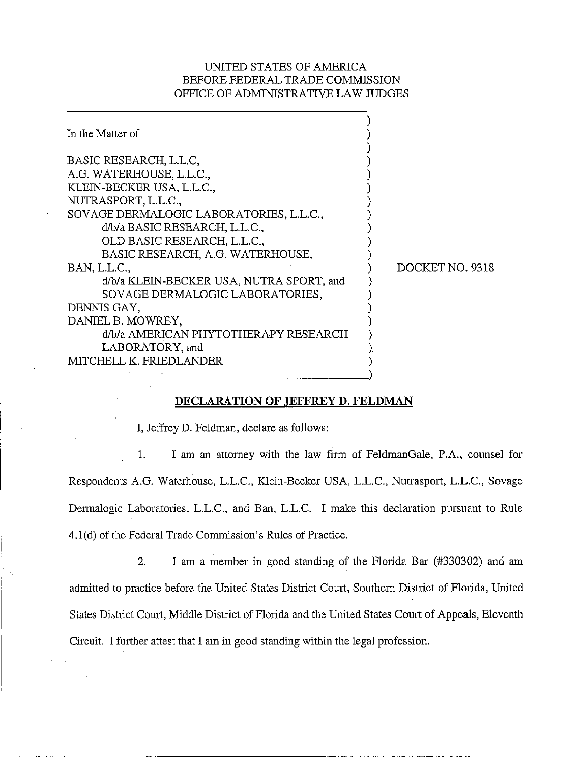UNITED STATES OF AMERICA
BEFORE FEDERAL TRADE COMMISSION
OFFICE OF ADMINISTRATIVE LAW JUDGES

In the Matter of

BASIC RESEARCH, L.L.C,
A.G. WATERHOUSE, L.L.C.,
KLEIN-BECKER USA, L.L.C.,
NUTRASPORT, L.L.C.,
SOVAGE DERMALOGIC LABORATORIES, L.L.C.,
d/b/a BASIC RESEARCH, L.L.C.,
OLD BASIC RESEARCH, L.L.C.,
BASIC RESEARCH, A.G. WATERHOUSE,
BAN, L.L.C.,
d/b/a KLEIN-BECKER USA, NUTRA SPORT, and
SOVAGE DERMALOGIC LABORATORIES,
DENNIS GAY,
DANIEL B. MOWREY,
d/b/a AMERICAN PHYTOTHERAPY RESEARCH
LABORATORY, and
MITCHELL K. FRIEDLANDER

DOCKET NO. 9318

**DECLARATION OF JEFFREY D. FELDMAN**

I, Jeffrey D. Feldman, declare as follows:

1. I am an attorney with the law firm of FeldmanGale, P.A., counsel for Respondents A.G. Waterhouse, L.L.C., Klein-Becker USA, L.L.C., Nutrasport, L.L.C., Sovage Dermalogic Laboratories, L.L.C., and Ban, L.L.C. I make this declaration pursuant to Rule 4.1(d) of the Federal Trade Commission's Rules of Practice.

2. I am a member in good standing of the Florida Bar (#330302) and am admitted to practice before the United States District Court, Southern District of Florida, United States District Court, Middle District of Florida and the United States Court of Appeals, Eleventh Circuit. I further attest that I am in good standing within the legal profession.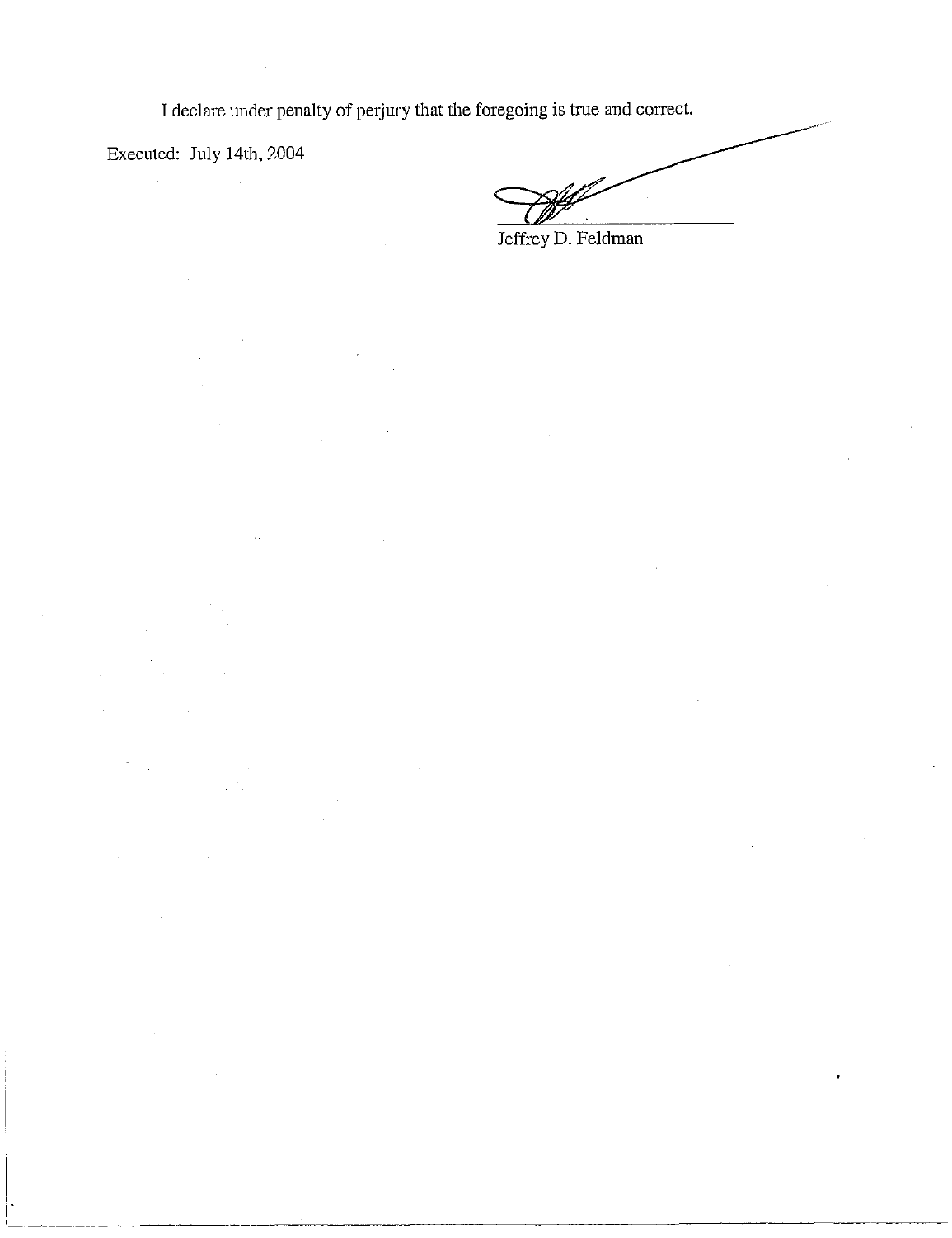I declare under penalty of perjury that the foregoing is true and correct.

Executed: July 14th, 2004

Jeffrey D. Feldman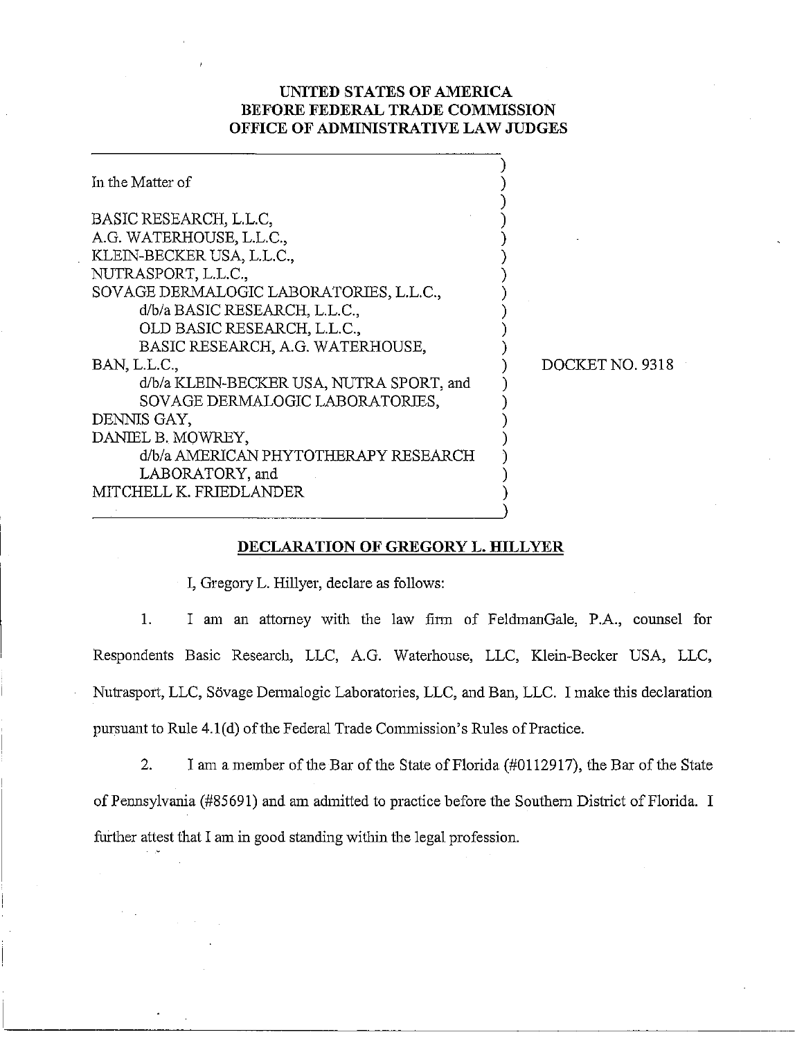**UNITED STATES OF AMERICA**
**BEFORE FEDERAL TRADE COMMISSION**
**OFFICE OF ADMINISTRATIVE LAW JUDGES**

| | |
|---|---|
| In the Matter of<br><br>BASIC RESEARCH, L.L.C,<br>A.G. WATERHOUSE, L.L.C.,<br>KLEIN-BECKER USA, L.L.C.,<br>NUTRASPORT, L.L.C.,<br>SOVAGE DERMALOGIC LABORATORIES, L.L.C.,<br>d/b/a BASIC RESEARCH, L.L.C.,<br>OLD BASIC RESEARCH, L.L.C.,<br>BASIC RESEARCH, A.G. WATERHOUSE,<br>BAN, L.L.C.,<br>d/b/a KLEIN-BECKER USA, NUTRA SPORT, and<br>SOVAGE DERMALOGIC LABORATORIES,<br>DENNIS GAY,<br>DANIEL B. MOWREY,<br>d/b/a AMERICAN PHYTOTHERAPY RESEARCH<br>LABORATORY, and<br>MITCHELL K. FRIEDLANDER | DOCKET NO. 9318 |

**DECLARATION OF GREGORY L. HILLYER**

I, Gregory L. Hillyer, declare as follows:

1. I am an attorney with the law firm of FeldmanGale, P.A., counsel for Respondents Basic Research, LLC, A.G. Waterhouse, LLC, Klein-Becker USA, LLC, Nutrasport, LLC, Sövage Dermalogic Laboratories, LLC, and Ban, LLC. I make this declaration pursuant to Rule 4.1(d) of the Federal Trade Commission's Rules of Practice.

2. I am a member of the Bar of the State of Florida (#0112917), the Bar of the State of Pennsylvania (#85691) and am admitted to practice before the Southern District of Florida. I further attest that I am in good standing within the legal profession.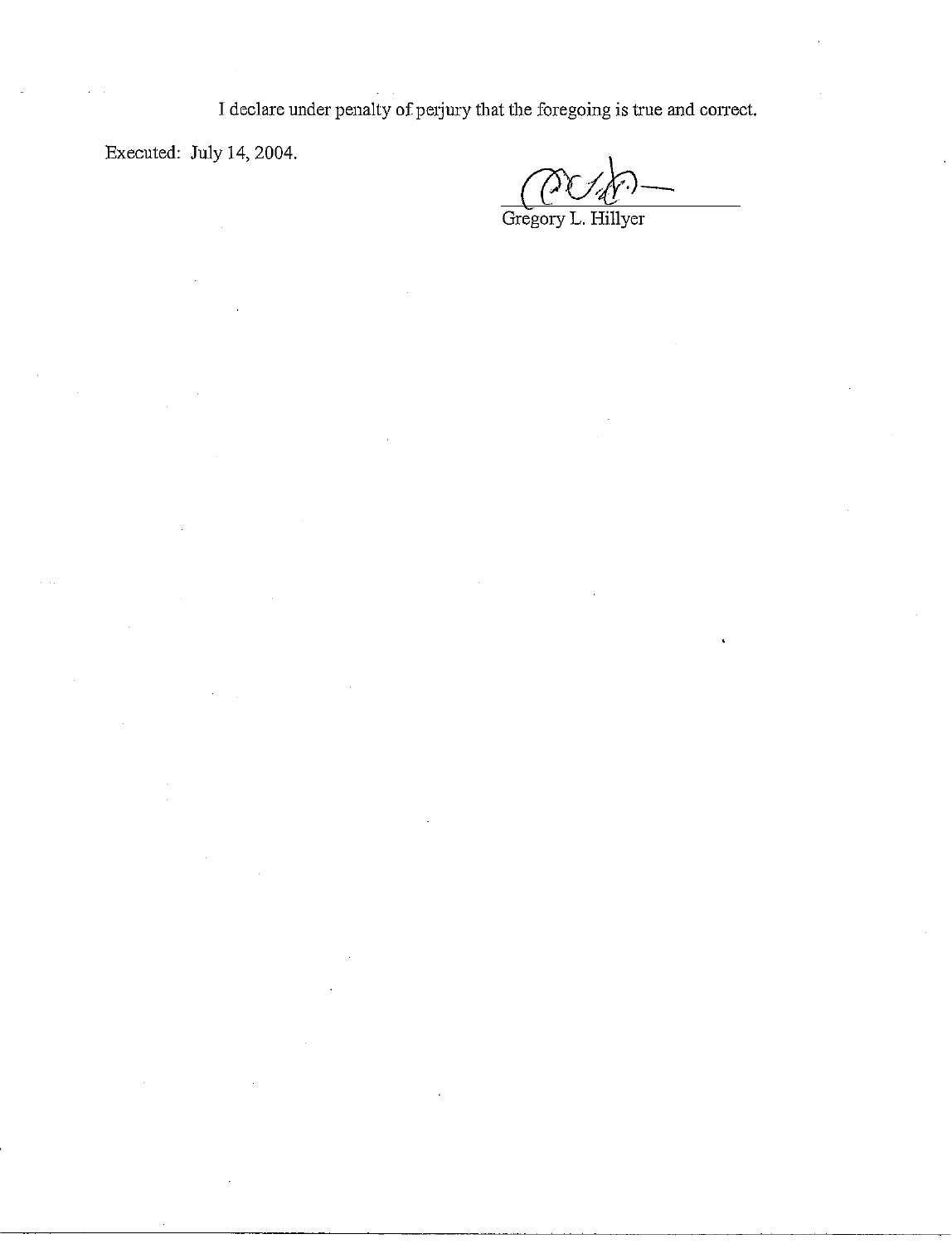I declare under penalty of perjury that the foregoing is true and correct.

Executed: July 14, 2004.

Gregory L. Hillyer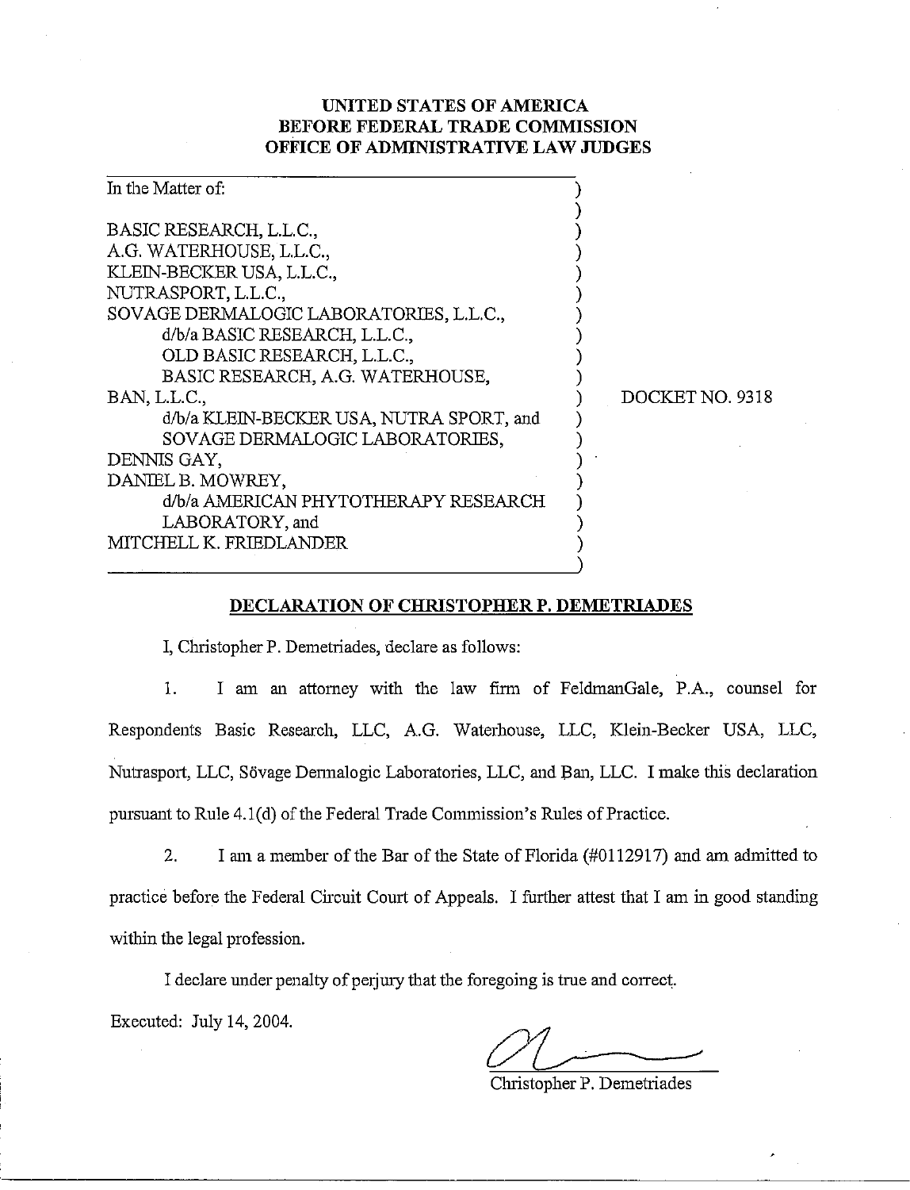**UNITED STATES OF AMERICA**
**BEFORE FEDERAL TRADE COMMISSION**
**OFFICE OF ADMINISTRATIVE LAW JUDGES**

| | |
|---|---|
| In the Matter of:<br><br>BASIC RESEARCH, L.L.C.,<br>A.G. WATERHOUSE, L.L.C.,<br>KLEIN-BECKER USA, L.L.C.,<br>NUTRASPORT, L.L.C.,<br>SOVAGE DERMALOGIC LABORATORIES, L.L.C.,<br>d/b/a BASIC RESEARCH, L.L.C.,<br>OLD BASIC RESEARCH, L.L.C.,<br>BASIC RESEARCH, A.G. WATERHOUSE,<br>BAN, L.L.C.,<br>d/b/a KLEIN-BECKER USA, NUTRA SPORT, and<br>SOVAGE DERMALOGIC LABORATORIES,<br>DENNIS GAY,<br>DANIEL B. MOWREY,<br>d/b/a AMERICAN PHYTOTHERAPY RESEARCH<br>LABORATORY, and<br>MITCHELL K. FRIEDLANDER | DOCKET NO. 9318 |

**DECLARATION OF CHRISTOPHER P. DEMETRIADES**

I, Christopher P. Demetriades, declare as follows:

1. I am an attorney with the law firm of FeldmanGale, P.A., counsel for Respondents Basic Research, LLC, A.G. Waterhouse, LLC, Klein-Becker USA, LLC, Nutrasport, LLC, Sövage Dermalogic Laboratories, LLC, and Ban, LLC. I make this declaration pursuant to Rule 4.1(d) of the Federal Trade Commission's Rules of Practice.

2. I am a member of the Bar of the State of Florida (#0112917) and am admitted to practice before the Federal Circuit Court of Appeals. I further attest that I am in good standing within the legal profession.

I declare under penalty of perjury that the foregoing is true and correct.

Executed: July 14, 2004.

Christopher P. Demetriades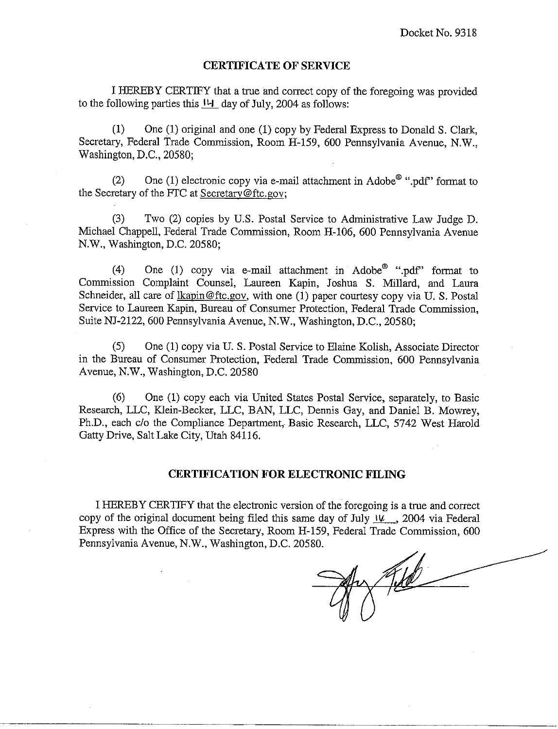Docket No. 9318

## CERTIFICATE OF SERVICE

I HEREBY CERTIFY that a true and correct copy of the foregoing was provided to the following parties this 14 day of July, 2004 as follows:

(1) One (1) original and one (1) copy by Federal Express to Donald S. Clark, Secretary, Federal Trade Commission, Room H-159, 600 Pennsylvania Avenue, N.W., Washington, D.C., 20580;

(2) One (1) electronic copy via e-mail attachment in Adobe® ".pdf" format to the Secretary of the FTC at Secretary@ftc.gov;

(3) Two (2) copies by U.S. Postal Service to Administrative Law Judge D. Michael Chappell, Federal Trade Commission, Room H-106, 600 Pennsylvania Avenue N.W., Washington, D.C. 20580;

(4) One (1) copy via e-mail attachment in Adobe® ".pdf" format to Commission Complaint Counsel, Laureen Kapin, Joshua S. Millard, and Laura Schneider, all care of lkapin@ftc.gov, with one (1) paper courtesy copy via U. S. Postal Service to Laureen Kapin, Bureau of Consumer Protection, Federal Trade Commission, Suite NJ-2122, 600 Pennsylvania Avenue, N.W., Washington, D.C., 20580;

(5) One (1) copy via U. S. Postal Service to Elaine Kolish, Associate Director in the Bureau of Consumer Protection, Federal Trade Commission, 600 Pennsylvania Avenue, N.W., Washington, D.C. 20580

(6) One (1) copy each via United States Postal Service, separately, to Basic Research, LLC, Klein-Becker, LLC, BAN, LLC, Dennis Gay, and Daniel B. Mowrey, Ph.D., each c/o the Compliance Department, Basic Research, LLC, 5742 West Harold Gatty Drive, Salt Lake City, Utah 84116.

## CERTIFICATION FOR ELECTRONIC FILING

I HEREBY CERTIFY that the electronic version of the foregoing is a true and correct copy of the original document being filed this same day of July 14, 2004 via Federal Express with the Office of the Secretary, Room H-159, Federal Trade Commission, 600 Pennsylvania Avenue, N.W., Washington, D.C. 20580.